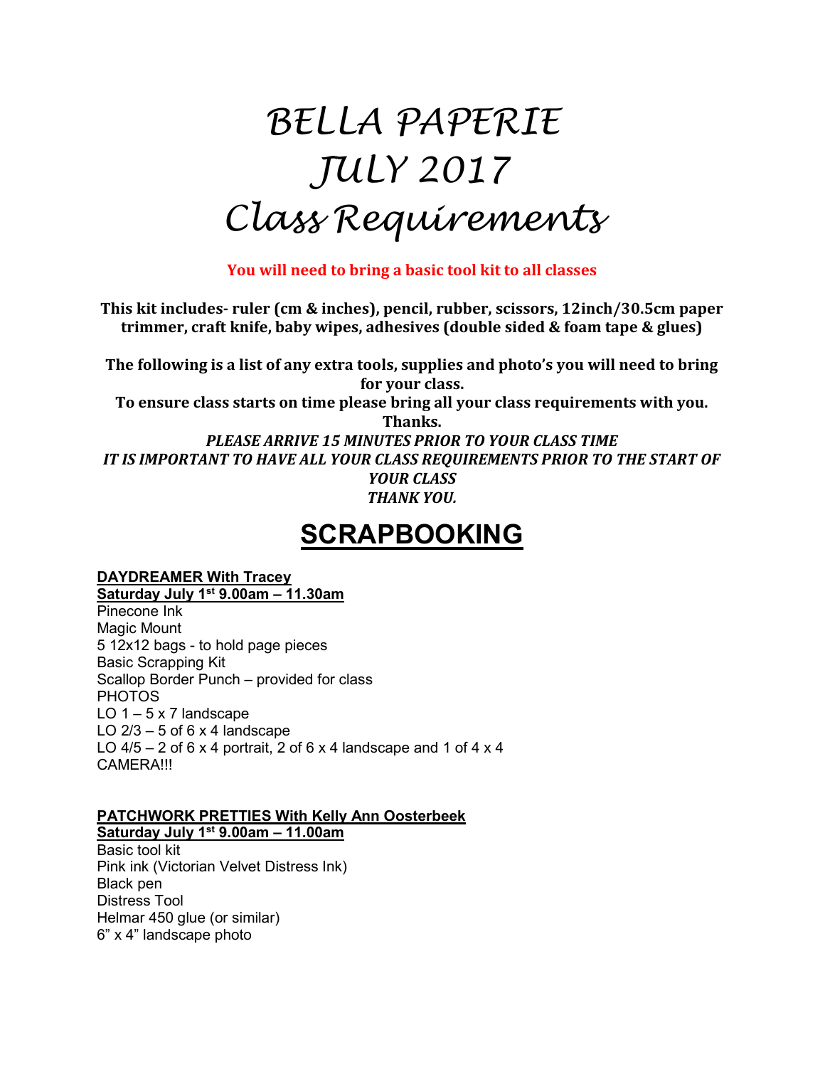# BELLA PAPERIE
# JULY 2017
# Class Requirements

**You will need to bring a basic tool kit to all classes**

**This kit includes- ruler (cm & inches), pencil, rubber, scissors, 12inch/30.5cm paper trimmer, craft knife, baby wipes, adhesives (double sided & foam tape & glues)**

**The following is a list of any extra tools, supplies and photo's you will need to bring for your class.**
**To ensure class starts on time please bring all your class requirements with you. Thanks.**
***PLEASE ARRIVE 15 MINUTES PRIOR TO YOUR CLASS TIME***
***IT IS IMPORTANT TO HAVE ALL YOUR CLASS REQUIREMENTS PRIOR TO THE START OF YOUR CLASS***
***THANK YOU.***

## SCRAPBOOKING

### DAYDREAMER With Tracey
**Saturday July 1st 9.00am – 11.30am**

Pinecone Ink
Magic Mount
5 12x12 bags - to hold page pieces
Basic Scrapping Kit
Scallop Border Punch – provided for class
PHOTOS
LO 1 – 5 x 7 landscape
LO 2/3 – 5 of 6 x 4 landscape
LO 4/5 – 2 of 6 x 4 portrait, 2 of 6 x 4 landscape and 1 of 4 x 4
CAMERA!!!

### PATCHWORK PRETTIES With Kelly Ann Oosterbeek
**Saturday July 1st 9.00am – 11.00am**

Basic tool kit
Pink ink (Victorian Velvet Distress Ink)
Black pen
Distress Tool
Helmar 450 glue (or similar)
6" x 4" landscape photo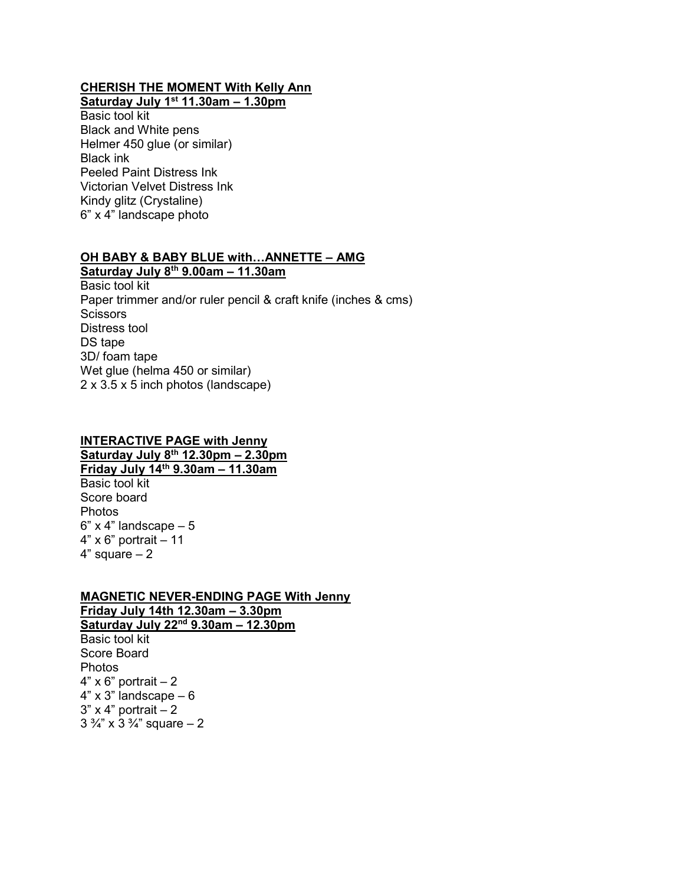**CHERISH THE MOMENT With Kelly Ann**
**Saturday July 1st 11.30am – 1.30pm**
Basic tool kit
Black and White pens
Helmer 450 glue (or similar)
Black ink
Peeled Paint Distress Ink
Victorian Velvet Distress Ink
Kindy glitz (Crystaline)
6” x 4” landscape photo

**OH BABY & BABY BLUE with…ANNETTE – AMG**
**Saturday July 8th 9.00am – 11.30am**
Basic tool kit
Paper trimmer and/or ruler pencil & craft knife (inches & cms)
Scissors
Distress tool
DS tape
3D/ foam tape
Wet glue (helma 450 or similar)
2 x 3.5 x 5 inch photos (landscape)

**INTERACTIVE PAGE with Jenny**
**Saturday July 8th 12.30pm – 2.30pm**
**Friday July 14th 9.30am – 11.30am**
Basic tool kit
Score board
Photos
6” x 4” landscape – 5
4” x 6” portrait – 11
4” square – 2

**MAGNETIC NEVER-ENDING PAGE With Jenny**
**Friday July 14th 12.30am – 3.30pm**
**Saturday July 22nd 9.30am – 12.30pm**
Basic tool kit
Score Board
Photos
4” x 6” portrait – 2
4” x 3” landscape – 6
3” x 4” portrait – 2
3 ¾” x 3 ¾” square – 2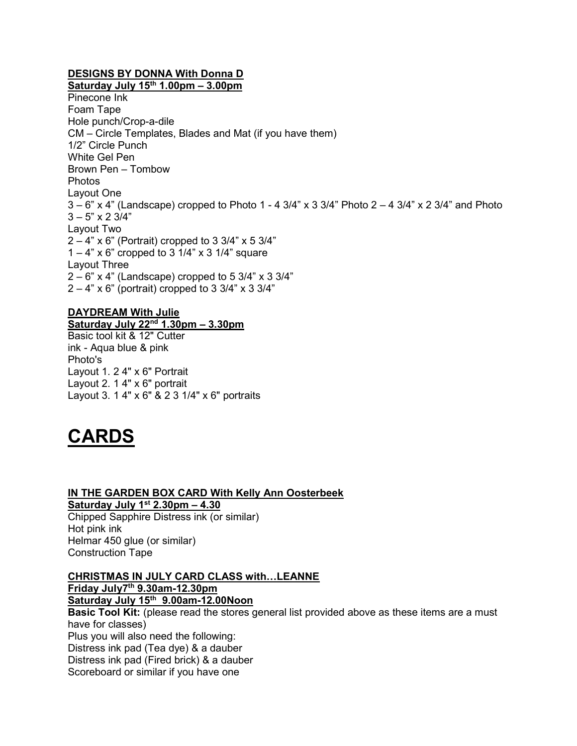**DESIGNS BY DONNA With Donna D**
**Saturday July 15th 1.00pm – 3.00pm**
Pinecone Ink
Foam Tape
Hole punch/Crop-a-dile
CM – Circle Templates, Blades and Mat (if you have them)
1/2" Circle Punch
White Gel Pen
Brown Pen – Tombow
Photos
Layout One
3 – 6" x 4" (Landscape) cropped to Photo 1 - 4 3/4" x 3 3/4" Photo 2 – 4 3/4" x 2 3/4" and Photo 3 – 5" x 2 3/4"
Layout Two
2 – 4" x 6" (Portrait) cropped to 3 3/4" x 5 3/4"
1 – 4" x 6" cropped to 3 1/4" x 3 1/4" square
Layout Three
2 – 6" x 4" (Landscape) cropped to 5 3/4" x 3 3/4"
2 – 4" x 6" (portrait) cropped to 3 3/4" x 3 3/4"

**DAYDREAM With Julie**
**Saturday July 22nd 1.30pm – 3.30pm**
Basic tool kit & 12" Cutter
ink - Aqua blue & pink
Photo's
Layout 1. 2 4" x 6" Portrait
Layout 2. 1 4" x 6" portrait
Layout 3. 1 4" x 6" & 2 3 1/4" x 6" portraits

# CARDS

**IN THE GARDEN BOX CARD With Kelly Ann Oosterbeek**
**Saturday July 1st 2.30pm – 4.30**
Chipped Sapphire Distress ink (or similar)
Hot pink ink
Helmar 450 glue (or similar)
Construction Tape

**CHRISTMAS IN JULY CARD CLASS with…LEANNE**
**Friday July7th 9.30am-12.30pm**
**Saturday July 15th 9.00am-12.00Noon**
**Basic Tool Kit:** (please read the stores general list provided above as these items are a must have for classes)
Plus you will also need the following:
Distress ink pad (Tea dye) & a dauber
Distress ink pad (Fired brick) & a dauber
Scoreboard or similar if you have one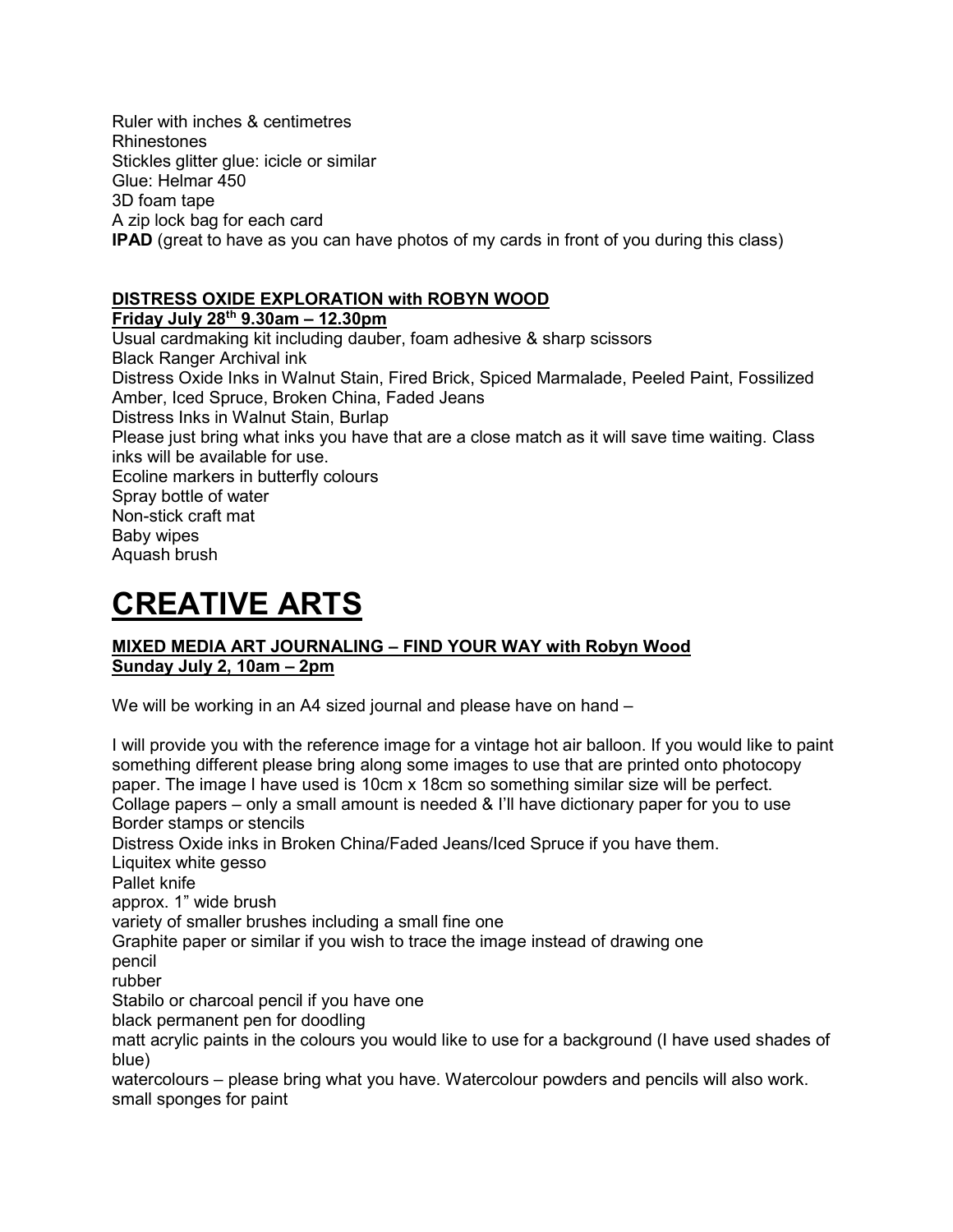Ruler with inches & centimetres
Rhinestones
Stickles glitter glue: icicle or similar
Glue: Helmar 450
3D foam tape
A zip lock bag for each card
**IPAD** (great to have as you can have photos of my cards in front of you during this class)

### DISTRESS OXIDE EXPLORATION with ROBYN WOOD

**Friday July 28th 9.30am – 12.30pm**

Usual cardmaking kit including dauber, foam adhesive & sharp scissors
Black Ranger Archival ink
Distress Oxide Inks in Walnut Stain, Fired Brick, Spiced Marmalade, Peeled Paint, Fossilized Amber, Iced Spruce, Broken China, Faded Jeans
Distress Inks in Walnut Stain, Burlap
Please just bring what inks you have that are a close match as it will save time waiting. Class inks will be available for use.
Ecoline markers in butterfly colours
Spray bottle of water
Non-stick craft mat
Baby wipes
Aquash brush

# CREATIVE ARTS

### MIXED MEDIA ART JOURNALING – FIND YOUR WAY with Robyn Wood

**Sunday July 2, 10am – 2pm**

We will be working in an A4 sized journal and please have on hand –

I will provide you with the reference image for a vintage hot air balloon. If you would like to paint something different please bring along some images to use that are printed onto photocopy paper. The image I have used is 10cm x 18cm so something similar size will be perfect.
Collage papers – only a small amount is needed & I'll have dictionary paper for you to use
Border stamps or stencils
Distress Oxide inks in Broken China/Faded Jeans/Iced Spruce if you have them.
Liquitex white gesso
Pallet knife
approx. 1" wide brush
variety of smaller brushes including a small fine one
Graphite paper or similar if you wish to trace the image instead of drawing one
pencil
rubber
Stabilo or charcoal pencil if you have one
black permanent pen for doodling
matt acrylic paints in the colours you would like to use for a background (I have used shades of blue)
watercolours – please bring what you have. Watercolour powders and pencils will also work.
small sponges for paint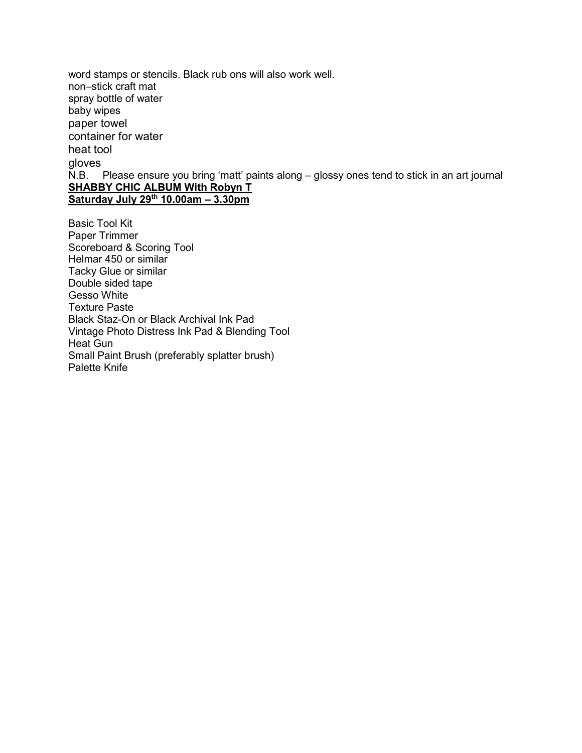word stamps or stencils. Black rub ons will also work well.
non–stick craft mat
spray bottle of water
baby wipes
paper towel
container for water
heat tool
gloves
N.B. Please ensure you bring 'matt' paints along – glossy ones tend to stick in an art journal

**SHABBY CHIC ALBUM With Robyn T**
**Saturday July 29th 10.00am – 3.30pm**

Basic Tool Kit
Paper Trimmer
Scoreboard & Scoring Tool
Helmar 450 or similar
Tacky Glue or similar
Double sided tape
Gesso White
Texture Paste
Black Staz-On or Black Archival Ink Pad
Vintage Photo Distress Ink Pad & Blending Tool
Heat Gun
Small Paint Brush (preferably splatter brush)
Palette Knife